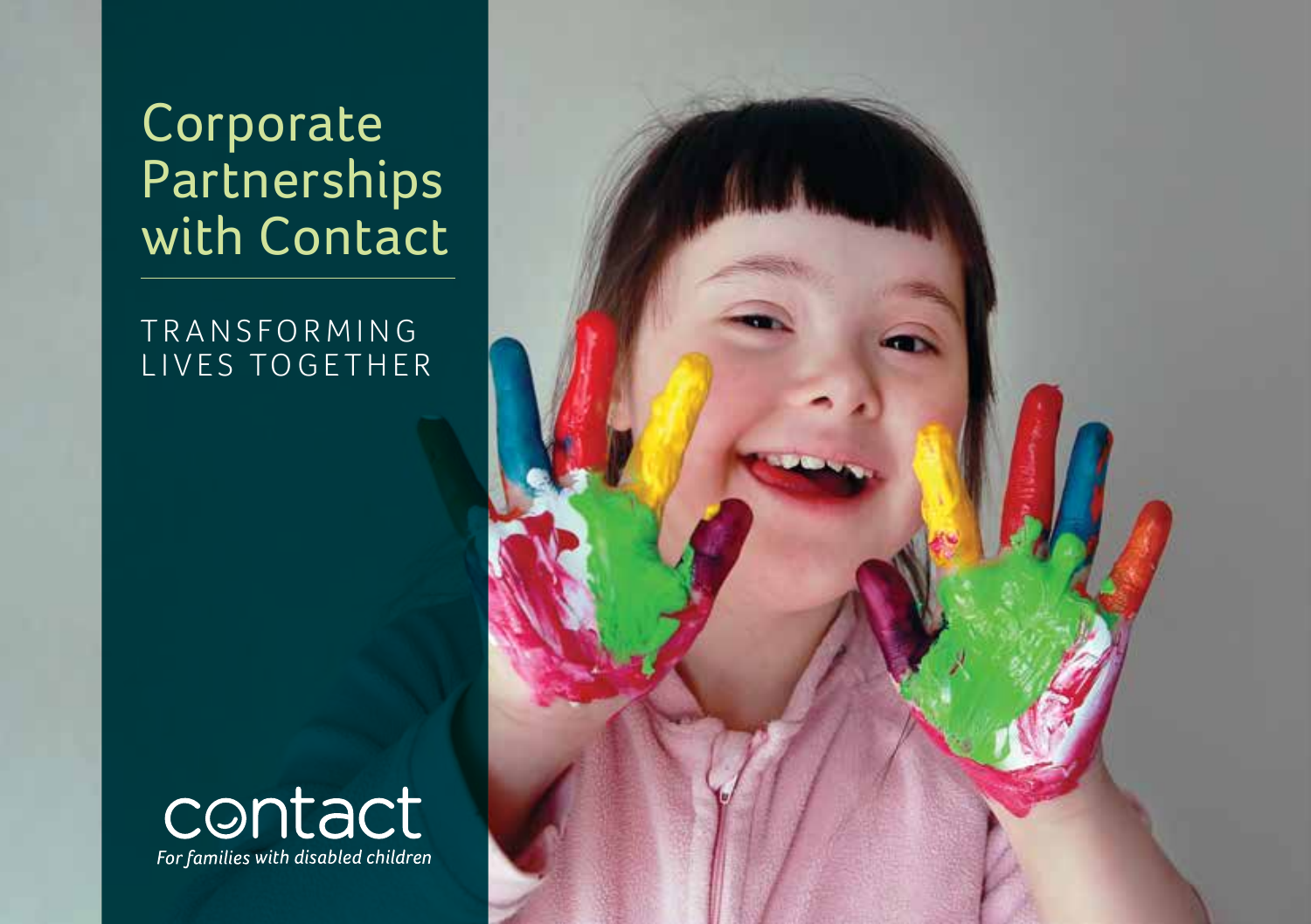# Corporate Partnerships with Contact

TRANSFORMING LIVES TOGETHER

contact

*For families with disabled children*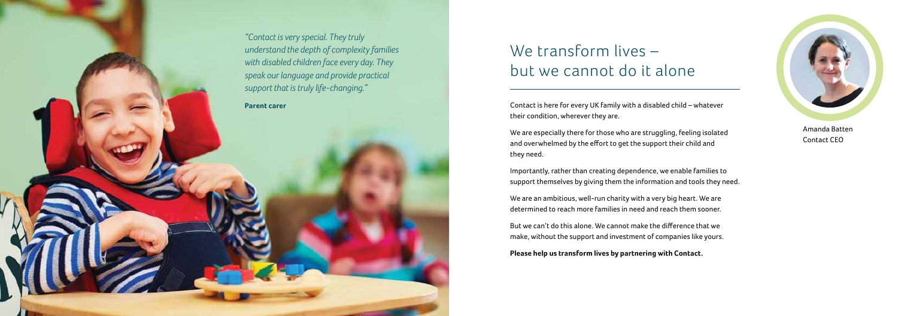*"Contact is very special. They truly understand the depth of complexity families with disabled children face every day. They speak our language and provide practical support that is truly life-changing."*

**Parent carer**

# We transform lives – but we cannot do it alone

Contact is here for every UK family with a disabled child – whatever their condition, wherever they are.

We are especially there for those who are struggling, feeling isolated and overwhelmed by the effort to get the support their child and they need.

Importantly, rather than creating dependence, we enable families to support themselves by giving them the information and tools they need.

We are an ambitious, well-run charity with a very big heart. We are determined to reach more families in need and reach them sooner.

But we can't do this alone. We cannot make the difference that we make, without the support and investment of companies like yours.

**Please help us transform lives by partnering with Contact.**

Amanda Batten
Contact CEO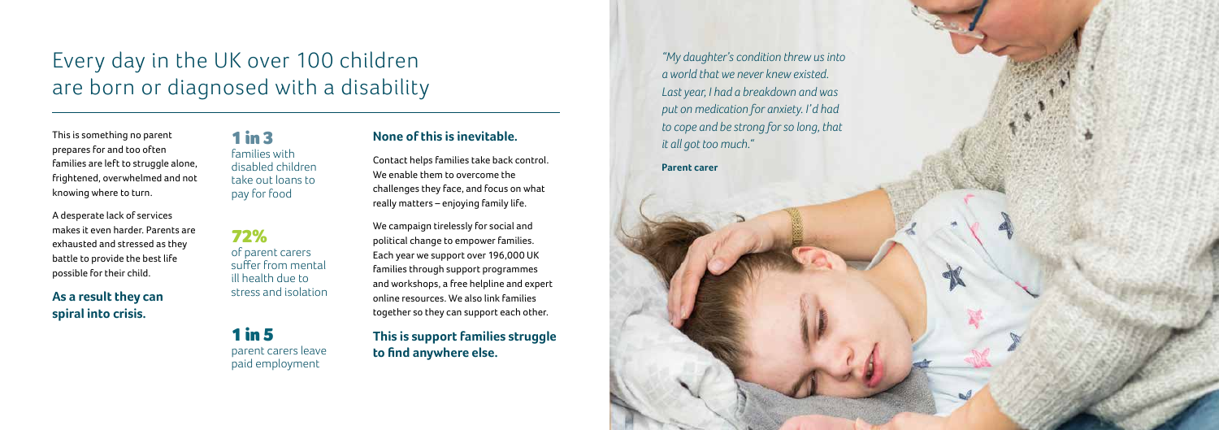# Every day in the UK over 100 children are born or diagnosed with a disability

This is something no parent prepares for and too often families are left to struggle alone, frightened, overwhelmed and not knowing where to turn.

A desperate lack of services makes it even harder. Parents are exhausted and stressed as they battle to provide the best life possible for their child.

**As a result they can spiral into crisis.**

**1 in 3**
families with disabled children take out loans to pay for food

**72%**
of parent carers suffer from mental ill health due to stress and isolation

**1 in 5**
parent carers leave paid employment

### None of this is inevitable.

Contact helps families take back control. We enable them to overcome the challenges they face, and focus on what really matters – enjoying family life.

We campaign tirelessly for social and political change to empower families. Each year we support over 196,000 UK families through support programmes and workshops, a free helpline and expert online resources. We also link families together so they can support each other.

**This is support families struggle to find anywhere else.**

*"My daughter's condition threw us into a world that we never knew existed. Last year, I had a breakdown and was put on medication for anxiety. I'd had to cope and be strong for so long, that it all got too much."*

**Parent carer**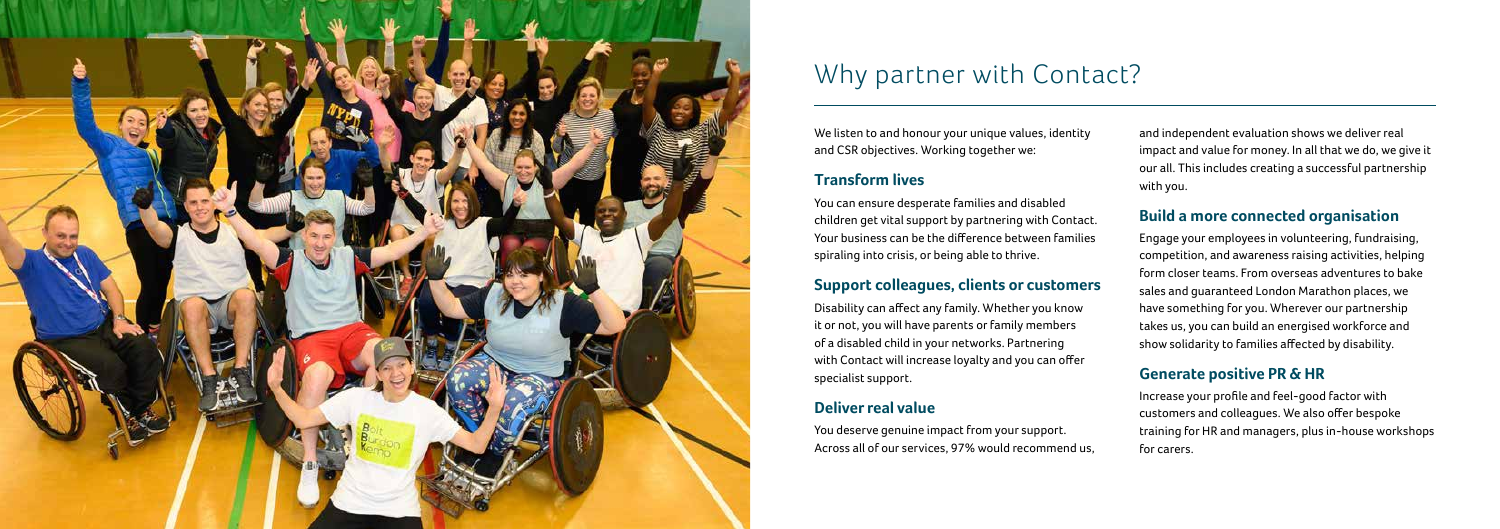# Why partner with Contact?

We listen to and honour your unique values, identity and CSR objectives. Working together we:

## Transform lives

You can ensure desperate families and disabled children get vital support by partnering with Contact. Your business can be the difference between families spiralling into crisis, or being able to thrive.

## Support colleagues, clients or customers

Disability can affect any family. Whether you know it or not, you will have parents or family members of a disabled child in your networks. Partnering with Contact will increase loyalty and you can offer specialist support.

## Deliver real value

You deserve genuine impact from your support. Across all of our services, 97% would recommend us, and independent evaluation shows we deliver real impact and value for money. In all that we do, we give it our all. This includes creating a successful partnership with you.

## Build a more connected organisation

Engage your employees in volunteering, fundraising, competition, and awareness raising activities, helping form closer teams. From overseas adventures to bake sales and guaranteed London Marathon places, we have something for you. Wherever our partnership takes us, you can build an energised workforce and show solidarity to families affected by disability.

## Generate positive PR & HR

Increase your profile and feel-good factor with customers and colleagues. We also offer bespoke training for HR and managers, plus in-house workshops for carers.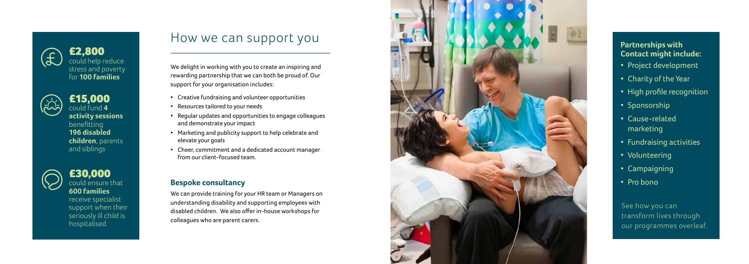**£2,800** could help reduce stress and poverty for **100 families**

**£15,000** could fund **4 activity sessions** benefitting **196 disabled children**, parents and siblings

**£30,000** could ensure that **600 families** receive specialist support when their seriously ill child is hospitalised

# How we can support you

We delight in working with you to create an inspiring and rewarding partnership that we can both be proud of. Our support for your organisation includes:

- Creative fundraising and volunteer opportunities
- Resources tailored to your needs
- Regular updates and opportunities to engage colleagues and demonstrate your impact
- Marketing and publicity support to help celebrate and elevate your goals
- Cheer, commitment and a dedicated account manager from our client-focused team.

### Bespoke consultancy

We can provide training for your HR team or Managers on understanding disability and supporting employees with disabled children. We also offer in-house workshops for colleagues who are parent carers.

**Partnerships with Contact might include:**

- Project development
- Charity of the Year
- High profile recognition
- Sponsorship
- Cause-related marketing
- Fundraising activities
- Volunteering
- Campaigning
- Pro bono

See how you can transform lives through our programmes overleaf.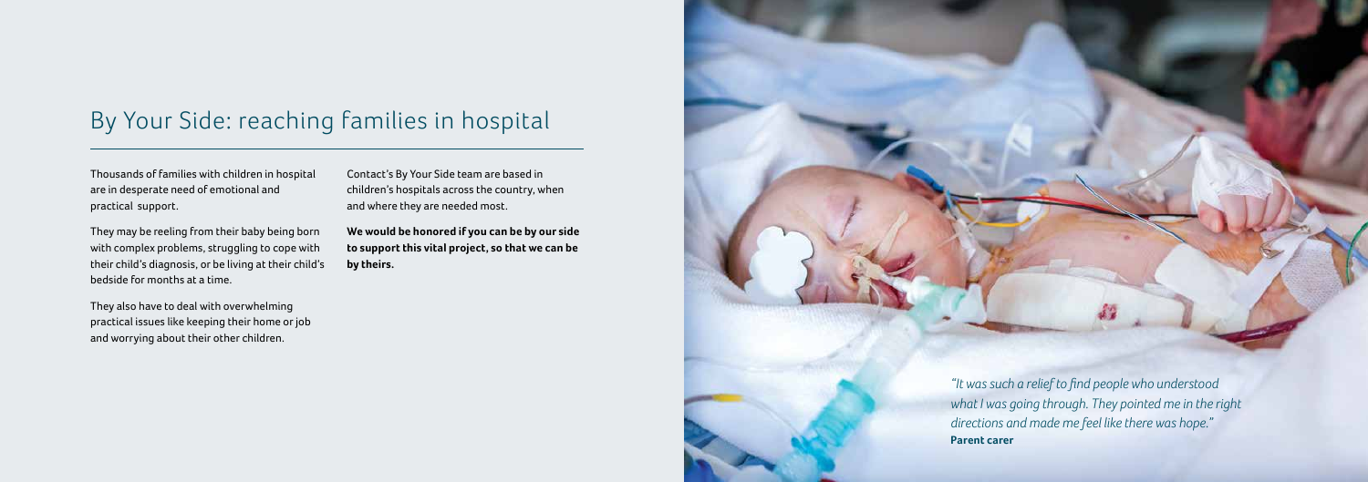# By Your Side: reaching families in hospital

Thousands of families with children in hospital are in desperate need of emotional and practical support.

They may be reeling from their baby being born with complex problems, struggling to cope with their child's diagnosis, or be living at their child's bedside for months at a time.

They also have to deal with overwhelming practical issues like keeping their home or job and worrying about their other children.

Contact's By Your Side team are based in children's hospitals across the country, when and where they are needed most.

**We would be honored if you can be by our side to support this vital project, so that we can be by theirs.**

*"It was such a relief to find people who understood what I was going through. They pointed me in the right directions and made me feel like there was hope."*
**Parent carer**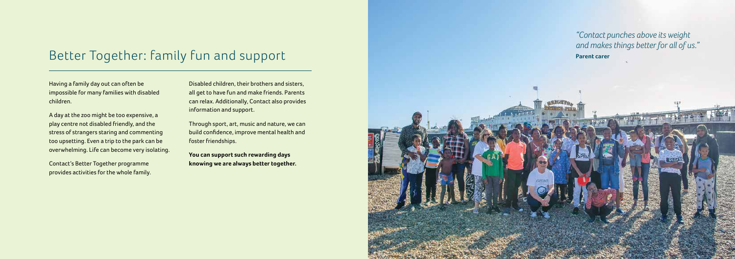# Better Together: family fun and support

Having a family day out can often be impossible for many families with disabled children.

A day at the zoo might be too expensive, a play centre not disabled friendly, and the stress of strangers staring and commenting too upsetting. Even a trip to the park can be overwhelming. Life can become very isolating.

Contact's Better Together programme provides activities for the whole family.

Disabled children, their brothers and sisters, all get to have fun and make friends. Parents can relax. Additionally, Contact also provides information and support.

Through sport, art, music and nature, we can build confidence, improve mental health and foster friendships.

**You can support such rewarding days knowing we are always better together.**

*"Contact punches above its weight and makes things better for all of us."*
**Parent carer**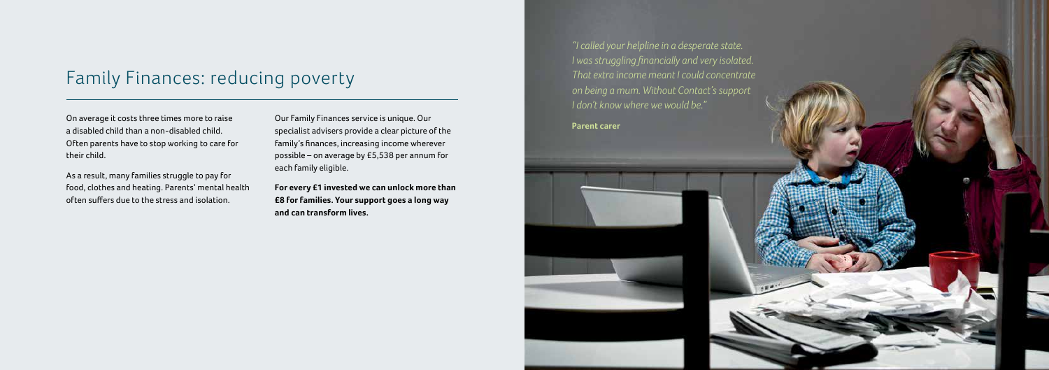## Family Finances: reducing poverty

On average it costs three times more to raise a disabled child than a non-disabled child. Often parents have to stop working to care for their child.

As a result, many families struggle to pay for food, clothes and heating. Parents' mental health often suffers due to the stress and isolation.

Our Family Finances service is unique. Our specialist advisers provide a clear picture of the family's finances, increasing income wherever possible – on average by £5,538 per annum for each family eligible.

**For every £1 invested we can unlock more than £8 for families. Your support goes a long way and can transform lives.**

*"I called your helpline in a desperate state. I was struggling financially and very isolated. That extra income meant I could concentrate on being a mum. Without Contact's support I don't know where we would be."*

**Parent carer**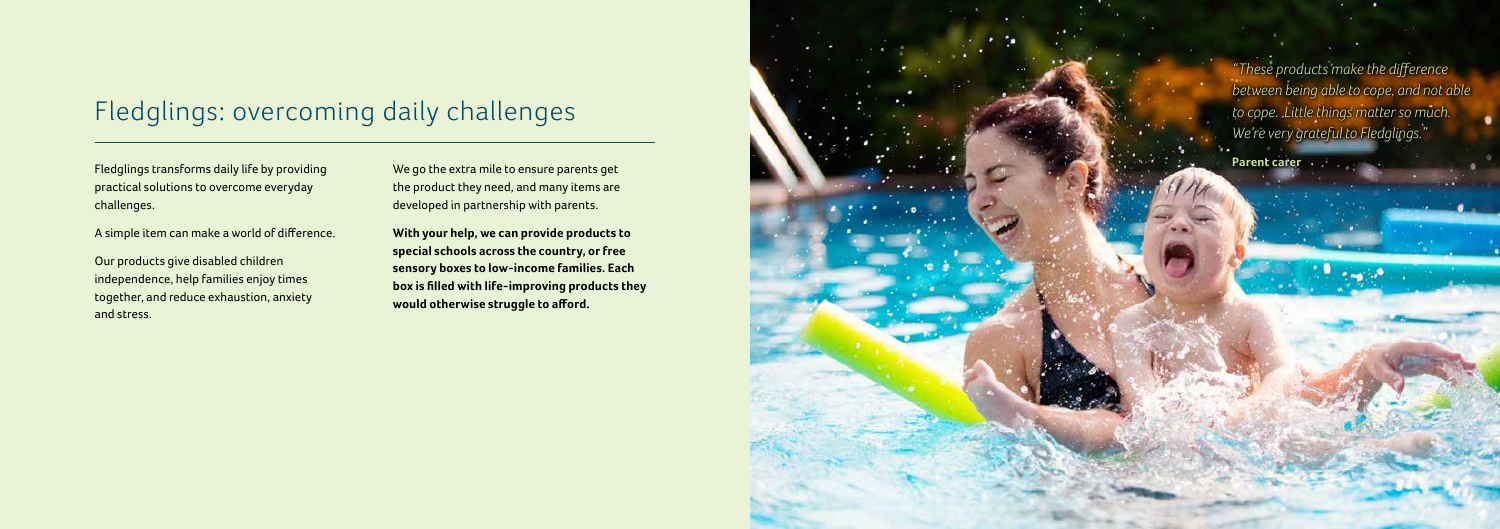# Fledglings: overcoming daily challenges

Fledglings transforms daily life by providing practical solutions to overcome everyday challenges.

A simple item can make a world of difference.

Our products give disabled children independence, help families enjoy times together, and reduce exhaustion, anxiety and stress.

We go the extra mile to ensure parents get the product they need, and many items are developed in partnership with parents.

**With your help, we can provide products to special schools across the country, or free sensory boxes to low-income families. Each box is filled with life-improving products they would otherwise struggle to afford.**

*"These products make the difference between being able to cope, and not able to cope. Little things matter so much. We're very grateful to Fledglings."*

**Parent carer**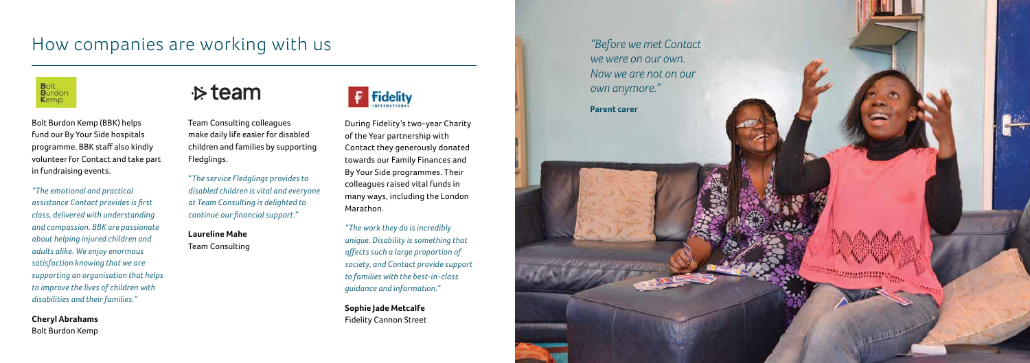# How companies are working with us

Bolt Burdon Kemp (BBK) helps fund our By Your Side hospitals programme. BBK staff also kindly volunteer for Contact and take part in fundraising events.

*"The emotional and practical assistance Contact provides is first class, delivered with understanding and compassion. BBK are passionate about helping injured children and adults alike. We enjoy enormous satisfaction knowing that we are supporting an organisation that helps to improve the lives of children with disabilities and their families."*

**Cheryl Abrahams**
Bolt Burdon Kemp

Team Consulting colleagues make daily life easier for disabled children and families by supporting Fledglings.

"*The service Fledglings provides to disabled children is vital and everyone at Team Consulting is delighted to continue our financial support.*"

**Laureline Mahe**
Team Consulting

During Fidelity's two-year Charity of the Year partnership with Contact they generously donated towards our Family Finances and By Your Side programmes. Their colleagues raised vital funds in many ways, including the London Marathon.

*"The work they do is incredibly unique. Disability is something that affects such a large proportion of society, and Contact provide support to families with the best-in-class guidance and information."*

**Sophie Jade Metcalfe**
Fidelity Cannon Street

*"Before we met Contact we were on our own. Now we are not on our own anymore."*

**Parent carer**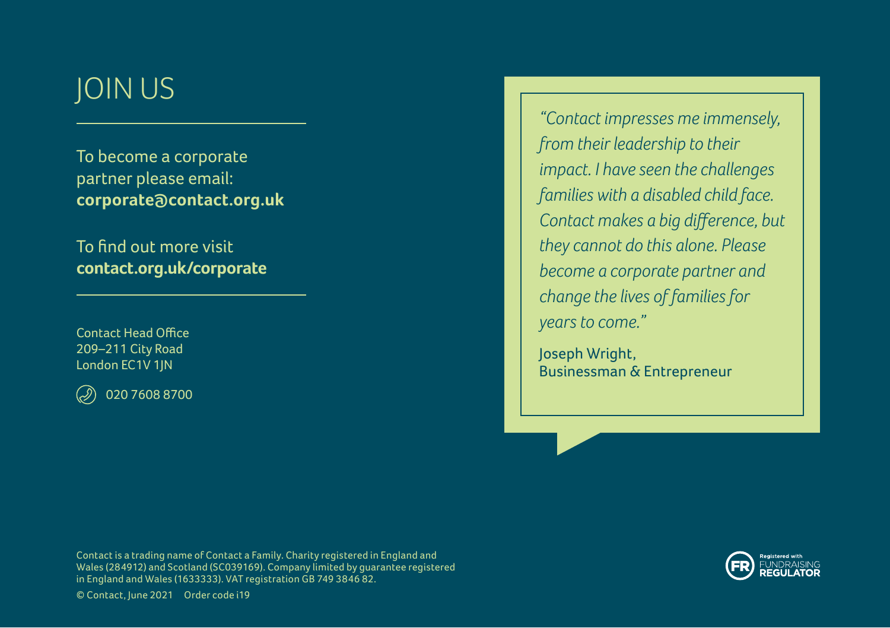# JOIN US

To become a corporate partner please email:
**corporate@contact.org.uk**

To find out more visit
**contact.org.uk/corporate**

Contact Head Office
209–211 City Road
London EC1V 1JN

020 7608 8700

*"Contact impresses me immensely, from their leadership to their impact. I have seen the challenges families with a disabled child face. Contact makes a big difference, but they cannot do this alone. Please become a corporate partner and change the lives of families for years to come."*

Joseph Wright,
Businessman & Entrepreneur

Contact is a trading name of Contact a Family. Charity registered in England and Wales (284912) and Scotland (SC039169). Company limited by guarantee registered in England and Wales (1633333). VAT registration GB 749 3846 82.

© Contact, June 2021 Order code i19

Registered with FUNDRAISING REGULATOR